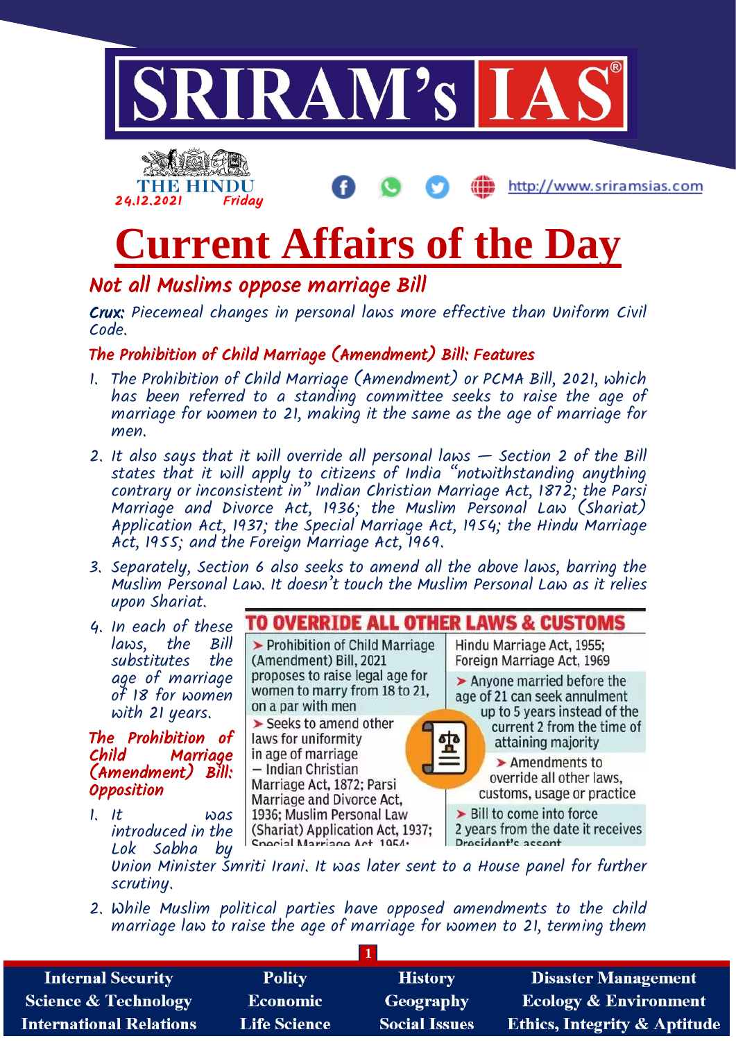THE HINDU
24.12.2021 Friday

http://www.sriramsias.com

# Current Affairs of the Day

## Not all Muslims oppose marriage Bill

**Crux:** *Piecemeal changes in personal laws more effective than Uniform Civil Code.*

### The Prohibition of Child Marriage (Amendment) Bill: Features

1. The Prohibition of Child Marriage (Amendment) or PCMA Bill, 2021, which has been referred to a standing committee seeks to raise the age of marriage for women to 21, making it the same as the age of marriage for men.
2. It also says that it will override all personal laws — Section 2 of the Bill states that it will apply to citizens of India "notwithstanding anything contrary or inconsistent in" Indian Christian Marriage Act, 1872; the Parsi Marriage and Divorce Act, 1936; the Muslim Personal Law (Shariat) Application Act, 1937; the Special Marriage Act, 1954; the Hindu Marriage Act, 1955; and the Foreign Marriage Act, 1969.
3. Separately, Section 6 also seeks to amend all the above laws, barring the Muslim Personal Law. It doesn't touch the Muslim Personal Law as it relies upon Shariat.
4. In each of these laws, the Bill substitutes the age of marriage of 18 for women with 21 years.

**TO OVERRIDE ALL OTHER LAWS & CUSTOMS**

- Prohibition of Child Marriage (Amendment) Bill, 2021 proposes to raise legal age for women to marry from 18 to 21, on a par with men
- Seeks to amend other laws for uniformity in age of marriage – Indian Christian Marriage Act, 1872; Parsi Marriage and Divorce Act, 1936; Muslim Personal Law (Shariat) Application Act, 1937; Special Marriage Act, 1954; Hindu Marriage Act, 1955; Foreign Marriage Act, 1969
- Anyone married before the age of 21 can seek annulment up to 5 years instead of the current 2 from the time of attaining majority
- Amendments to override all other laws, customs, usage or practice
- Bill to come into force 2 years from the date it receives President's assent

### The Prohibition of Child Marriage (Amendment) Bill: Opposition

1. It was introduced in the Lok Sabha by Union Minister Smriti Irani. It was later sent to a House panel for further scrutiny.
2. While Muslim political parties have opposed amendments to the child marriage law to raise the age of marriage for women to 21, terming them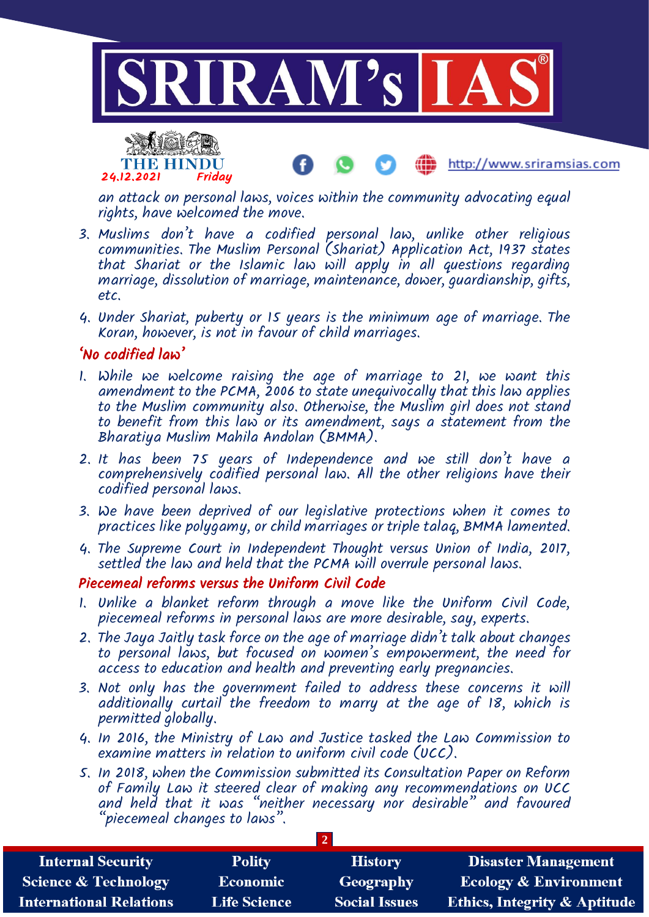an attack on personal laws, voices within the community advocating equal rights, have welcomed the move.

3. Muslims don't have a codified personal law, unlike other religious communities. The Muslim Personal (Shariat) Application Act, 1937 states that Shariat or the Islamic law will apply in all questions regarding marriage, dissolution of marriage, maintenance, dower, guardianship, gifts, etc.
4. Under Shariat, puberty or 15 years is the minimum age of marriage. The Koran, however, is not in favour of child marriages.

## 'No codified law'

1. While we welcome raising the age of marriage to 21, we want this amendment to the PCMA, 2006 to state unequivocally that this law applies to the Muslim community also. Otherwise, the Muslim girl does not stand to benefit from this law or its amendment, says a statement from the Bharatiya Muslim Mahila Andolan (BMMA).
2. It has been 75 years of Independence and we still don't have a comprehensively codified personal law. All the other religions have their codified personal laws.
3. We have been deprived of our legislative protections when it comes to practices like polygamy, or child marriages or triple talaq, BMMA lamented.
4. The Supreme Court in Independent Thought versus Union of India, 2017, settled the law and held that the PCMA will overrule personal laws.

## Piecemeal reforms versus the Uniform Civil Code

1. Unlike a blanket reform through a move like the Uniform Civil Code, piecemeal reforms in personal laws are more desirable, say, experts.
2. The Jaya Jaitly task force on the age of marriage didn't talk about changes to personal laws, but focused on women's empowerment, the need for access to education and health and preventing early pregnancies.
3. Not only has the government failed to address these concerns it will additionally curtail the freedom to marry at the age of 18, which is permitted globally.
4. In 2016, the Ministry of Law and Justice tasked the Law Commission to examine matters in relation to uniform civil code (UCC).
5. In 2018, when the Commission submitted its Consultation Paper on Reform of Family Law it steered clear of making any recommendations on UCC and held that it was "neither necessary nor desirable" and favoured "piecemeal changes to laws".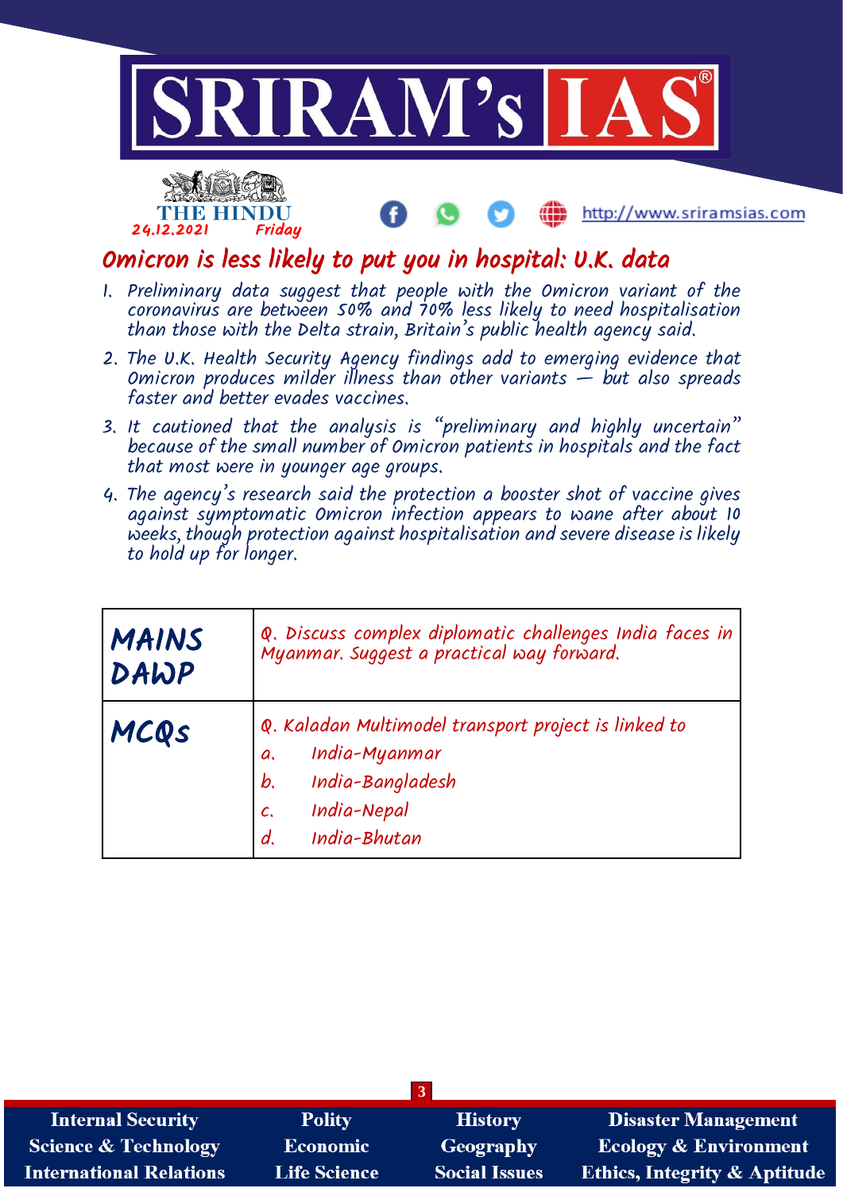THE HINDU
24.12.2021 Friday

# Omicron is less likely to put you in hospital: U.K. data

1. Preliminary data suggest that people with the Omicron variant of the coronavirus are between 50% and 70% less likely to need hospitalisation than those with the Delta strain, Britain's public health agency said.
2. The U.K. Health Security Agency findings add to emerging evidence that Omicron produces milder illness than other variants — but also spreads faster and better evades vaccines.
3. It cautioned that the analysis is "preliminary and highly uncertain" because of the small number of Omicron patients in hospitals and the fact that most were in younger age groups.
4. The agency's research said the protection a booster shot of vaccine gives against symptomatic Omicron infection appears to wane after about 10 weeks, though protection against hospitalisation and severe disease is likely to hold up for longer.

| | |
|---|---|
| **MAINS DAWP** | Q. Discuss complex diplomatic challenges India faces in Myanmar. Suggest a practical way forward. |
| **MCQs** | Q. Kaladan Multimodel transport project is linked to<br>a. India-Myanmar<br>b. India-Bangladesh<br>c. India-Nepal<br>d. India-Bhutan |